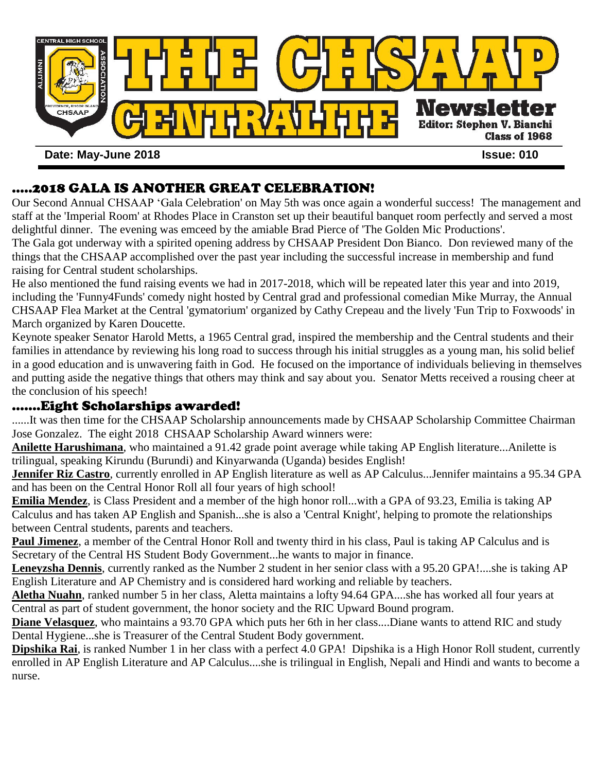# THE CHSAAP CENTRALITE Newsletter

Editor: Stephen V. Bianchi
Class of 1968

**Date: May-June 2018** **Issue: 010**

## .....2018 GALA IS ANOTHER GREAT CELEBRATION!

Our Second Annual CHSAAP 'Gala Celebration' on May 5th was once again a wonderful success! The management and staff at the 'Imperial Room' at Rhodes Place in Cranston set up their beautiful banquet room perfectly and served a most delightful dinner. The evening was emceed by the amiable Brad Pierce of 'The Golden Mic Productions'.

The Gala got underway with a spirited opening address by CHSAAP President Don Bianco. Don reviewed many of the things that the CHSAAP accomplished over the past year including the successful increase in membership and fund raising for Central student scholarships.

He also mentioned the fund raising events we had in 2017-2018, which will be repeated later this year and into 2019, including the 'Funny4Funds' comedy night hosted by Central grad and professional comedian Mike Murray, the Annual CHSAAP Flea Market at the Central 'gymatorium' organized by Cathy Crepeau and the lively 'Fun Trip to Foxwoods' in March organized by Karen Doucette.

Keynote speaker Senator Harold Metts, a 1965 Central grad, inspired the membership and the Central students and their families in attendance by reviewing his long road to success through his initial struggles as a young man, his solid belief in a good education and is unwavering faith in God. He focused on the importance of individuals believing in themselves and putting aside the negative things that others may think and say about you. Senator Metts received a rousing cheer at the conclusion of his speech!

## .......Eight Scholarships awarded!

......It was then time for the CHSAAP Scholarship announcements made by CHSAAP Scholarship Committee Chairman Jose Gonzalez. The eight 2018 CHSAAP Scholarship Award winners were:

**Anilette Harushimana**, who maintained a 91.42 grade point average while taking AP English literature...Anilette is trilingual, speaking Kirundu (Burundi) and Kinyarwanda (Uganda) besides English!

**Jennifer Riz Castro**, currently enrolled in AP English literature as well as AP Calculus...Jennifer maintains a 95.34 GPA and has been on the Central Honor Roll all four years of high school!

**Emilia Mendez**, is Class President and a member of the high honor roll...with a GPA of 93.23, Emilia is taking AP Calculus and has taken AP English and Spanish...she is also a 'Central Knight', helping to promote the relationships between Central students, parents and teachers.

**Paul Jimenez**, a member of the Central Honor Roll and twenty third in his class, Paul is taking AP Calculus and is Secretary of the Central HS Student Body Government...he wants to major in finance.

**Leneyzsha Dennis**, currently ranked as the Number 2 student in her senior class with a 95.20 GPA!....she is taking AP English Literature and AP Chemistry and is considered hard working and reliable by teachers.

**Aletha Nuahn**, ranked number 5 in her class, Aletta maintains a lofty 94.64 GPA....she has worked all four years at Central as part of student government, the honor society and the RIC Upward Bound program.

**Diane Velasquez**, who maintains a 93.70 GPA which puts her 6th in her class....Diane wants to attend RIC and study Dental Hygiene...she is Treasurer of the Central Student Body government.

**Dipshika Rai**, is ranked Number 1 in her class with a perfect 4.0 GPA! Dipshika is a High Honor Roll student, currently enrolled in AP English Literature and AP Calculus....she is trilingual in English, Nepali and Hindi and wants to become a nurse.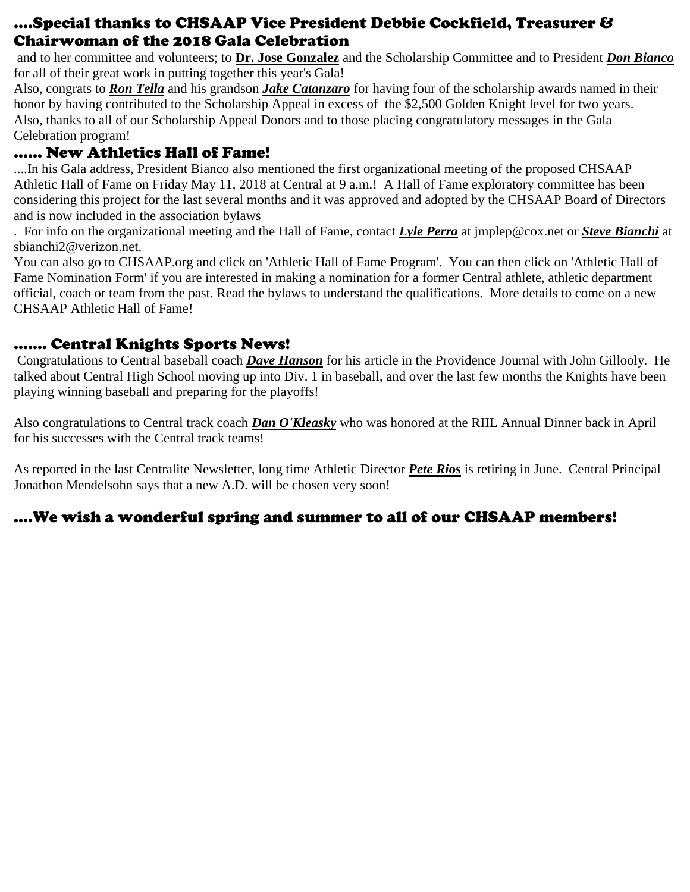## ....Special thanks to CHSAAP Vice President Debbie Cockfield, Treasurer & Chairwoman of the 2018 Gala Celebration

and to her committee and volunteers; to **Dr. Jose Gonzalez** and the Scholarship Committee and to President ***Don Bianco*** for all of their great work in putting together this year's Gala!

Also, congrats to ***Ron Tella*** and his grandson ***Jake Catanzaro*** for having four of the scholarship awards named in their honor by having contributed to the Scholarship Appeal in excess of the $2,500 Golden Knight level for two years.

Also, thanks to all of our Scholarship Appeal Donors and to those placing congratulatory messages in the Gala Celebration program!

## ...... New Athletics Hall of Fame!

....In his Gala address, President Bianco also mentioned the first organizational meeting of the proposed CHSAAP Athletic Hall of Fame on Friday May 11, 2018 at Central at 9 a.m.! A Hall of Fame exploratory committee has been considering this project for the last several months and it was approved and adopted by the CHSAAP Board of Directors and is now included in the association bylaws

. For info on the organizational meeting and the Hall of Fame, contact ***Lyle Perra*** at jmplep@cox.net or ***Steve Bianchi*** at sbianchi2@verizon.net.

You can also go to CHSAAP.org and click on 'Athletic Hall of Fame Program'. You can then click on 'Athletic Hall of Fame Nomination Form' if you are interested in making a nomination for a former Central athlete, athletic department official, coach or team from the past. Read the bylaws to understand the qualifications. More details to come on a new CHSAAP Athletic Hall of Fame!

## ....... Central Knights Sports News!

Congratulations to Central baseball coach ***Dave Hanson*** for his article in the Providence Journal with John Gillooly. He talked about Central High School moving up into Div. 1 in baseball, and over the last few months the Knights have been playing winning baseball and preparing for the playoffs!

Also congratulations to Central track coach ***Dan O'Kleasky*** who was honored at the RIIL Annual Dinner back in April for his successes with the Central track teams!

As reported in the last Centralite Newsletter, long time Athletic Director ***Pete Rios*** is retiring in June. Central Principal Jonathon Mendelsohn says that a new A.D. will be chosen very soon!

## ....We wish a wonderful spring and summer to all of our CHSAAP members!